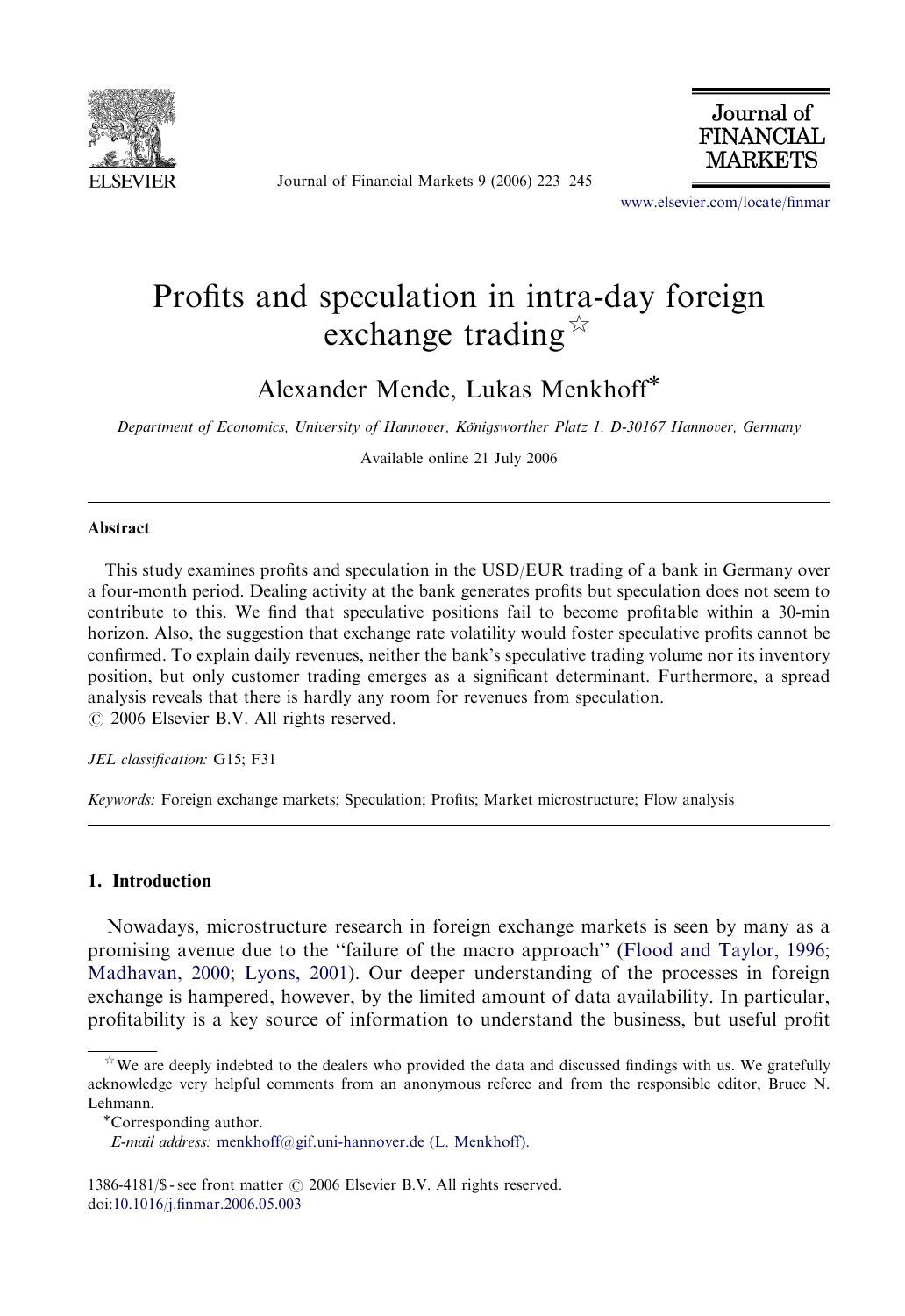# Profits and speculation in intra-day foreign exchange trading ☆

Alexander Mende, Lukas Menkhoff*

*Department of Economics, University of Hannover, Königsworther Platz 1, D-30167 Hannover, Germany*

Available online 21 July 2006

## Abstract

This study examines profits and speculation in the USD/EUR trading of a bank in Germany over a four-month period. Dealing activity at the bank generates profits but speculation does not seem to contribute to this. We find that speculative positions fail to become profitable within a 30-min horizon. Also, the suggestion that exchange rate volatility would foster speculative profits cannot be confirmed. To explain daily revenues, neither the bank's speculative trading volume nor its inventory position, but only customer trading emerges as a significant determinant. Furthermore, a spread analysis reveals that there is hardly any room for revenues from speculation.
© 2006 Elsevier B.V. All rights reserved.

*JEL classification:* G15; F31

*Keywords:* Foreign exchange markets; Speculation; Profits; Market microstructure; Flow analysis

## 1. Introduction

Nowadays, microstructure research in foreign exchange markets is seen by many as a promising avenue due to the "failure of the macro approach" (Flood and Taylor, 1996; Madhavan, 2000; Lyons, 2001). Our deeper understanding of the processes in foreign exchange is hampered, however, by the limited amount of data availability. In particular, profitability is a key source of information to understand the business, but useful profit

---

☆ We are deeply indebted to the dealers who provided the data and discussed findings with us. We gratefully acknowledge very helpful comments from an anonymous referee and from the responsible editor, Bruce N. Lehmann.

*Corresponding author.
*E-mail address:* menkhoff@gif.uni-hannover.de (L. Menkhoff).

1386-4181/$ - see front matter © 2006 Elsevier B.V. All rights reserved.
doi:10.1016/j.finmar.2006.05.003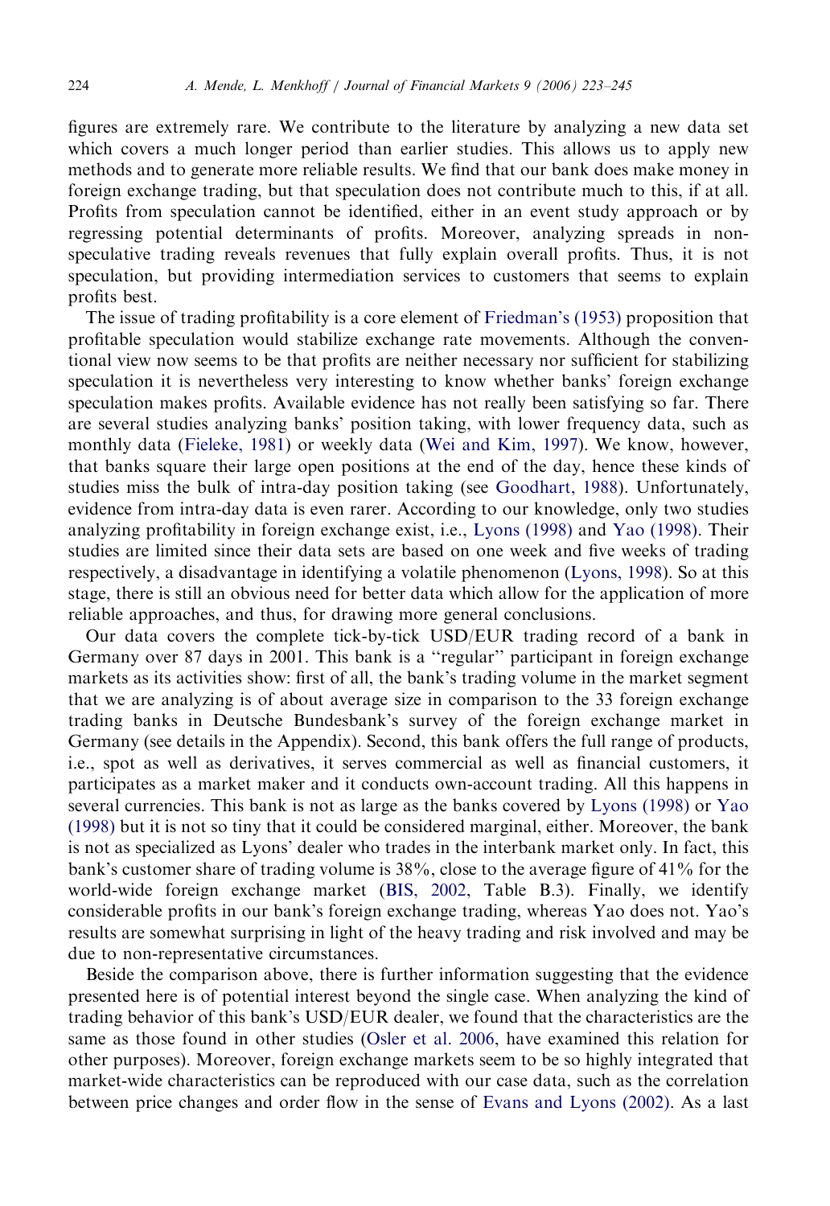figures are extremely rare. We contribute to the literature by analyzing a new data set which covers a much longer period than earlier studies. This allows us to apply new methods and to generate more reliable results. We find that our bank does make money in foreign exchange trading, but that speculation does not contribute much to this, if at all. Profits from speculation cannot be identified, either in an event study approach or by regressing potential determinants of profits. Moreover, analyzing spreads in non-speculative trading reveals revenues that fully explain overall profits. Thus, it is not speculation, but providing intermediation services to customers that seems to explain profits best.

The issue of trading profitability is a core element of Friedman's (1953) proposition that profitable speculation would stabilize exchange rate movements. Although the conventional view now seems to be that profits are neither necessary nor sufficient for stabilizing speculation it is nevertheless very interesting to know whether banks' foreign exchange speculation makes profits. Available evidence has not really been satisfying so far. There are several studies analyzing banks' position taking, with lower frequency data, such as monthly data (Fieleke, 1981) or weekly data (Wei and Kim, 1997). We know, however, that banks square their large open positions at the end of the day, hence these kinds of studies miss the bulk of intra-day position taking (see Goodhart, 1988). Unfortunately, evidence from intra-day data is even rarer. According to our knowledge, only two studies analyzing profitability in foreign exchange exist, i.e., Lyons (1998) and Yao (1998). Their studies are limited since their data sets are based on one week and five weeks of trading respectively, a disadvantage in identifying a volatile phenomenon (Lyons, 1998). So at this stage, there is still an obvious need for better data which allow for the application of more reliable approaches, and thus, for drawing more general conclusions.

Our data covers the complete tick-by-tick USD/EUR trading record of a bank in Germany over 87 days in 2001. This bank is a "regular" participant in foreign exchange markets as its activities show: first of all, the bank's trading volume in the market segment that we are analyzing is of about average size in comparison to the 33 foreign exchange trading banks in Deutsche Bundesbank's survey of the foreign exchange market in Germany (see details in the Appendix). Second, this bank offers the full range of products, i.e., spot as well as derivatives, it serves commercial as well as financial customers, it participates as a market maker and it conducts own-account trading. All this happens in several currencies. This bank is not as large as the banks covered by Lyons (1998) or Yao (1998) but it is not so tiny that it could be considered marginal, either. Moreover, the bank is not as specialized as Lyons' dealer who trades in the interbank market only. In fact, this bank's customer share of trading volume is 38%, close to the average figure of 41% for the world-wide foreign exchange market (BIS, 2002, Table B.3). Finally, we identify considerable profits in our bank's foreign exchange trading, whereas Yao does not. Yao's results are somewhat surprising in light of the heavy trading and risk involved and may be due to non-representative circumstances.

Beside the comparison above, there is further information suggesting that the evidence presented here is of potential interest beyond the single case. When analyzing the kind of trading behavior of this bank's USD/EUR dealer, we found that the characteristics are the same as those found in other studies (Osler et al. 2006, have examined this relation for other purposes). Moreover, foreign exchange markets seem to be so highly integrated that market-wide characteristics can be reproduced with our case data, such as the correlation between price changes and order flow in the sense of Evans and Lyons (2002). As a last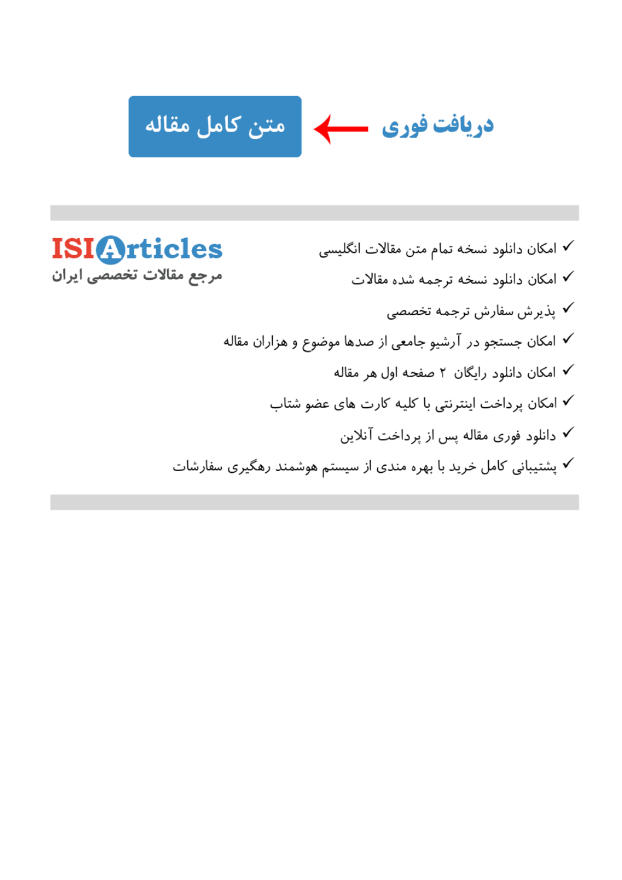دریافت فوری ← متن کامل مقاله

**ISIArticles**

مرجع مقالات تخصصی ایران

- ✓ امکان دانلود نسخه تمام متن مقالات انگلیسی
- ✓ امکان دانلود نسخه ترجمه شده مقالات
- ✓ پذیرش سفارش ترجمه تخصصی
- ✓ امکان جستجو در آرشیو جامعی از صدها موضوع و هزاران مقاله
- ✓ امکان دانلود رایگان ۲ صفحه اول هر مقاله
- ✓ امکان پرداخت اینترنتی با کلیه کارت های عضو شتاب
- ✓ دانلود فوری مقاله پس از پرداخت آنلاین
- ✓ پشتیبانی کامل خرید با بهره مندی از سیستم هوشمند رهگیری سفارشات